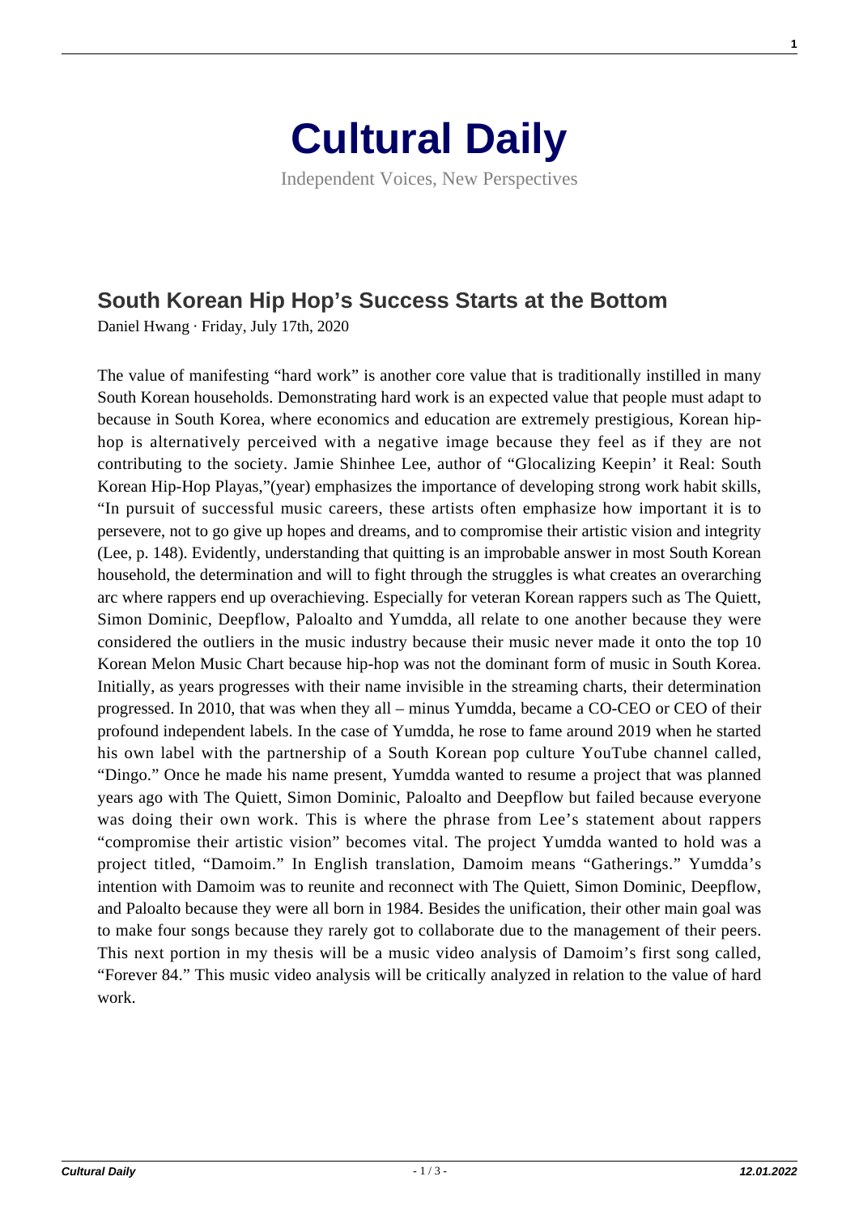# Cultural Daily

Independent Voices, New Perspectives

## South Korean Hip Hop's Success Starts at the Bottom

Daniel Hwang · Friday, July 17th, 2020

The value of manifesting "hard work" is another core value that is traditionally instilled in many South Korean households. Demonstrating hard work is an expected value that people must adapt to because in South Korea, where economics and education are extremely prestigious, Korean hip-hop is alternatively perceived with a negative image because they feel as if they are not contributing to the society. Jamie Shinhee Lee, author of "Glocalizing Keepin' it Real: South Korean Hip-Hop Playas,"(year) emphasizes the importance of developing strong work habit skills, "In pursuit of successful music careers, these artists often emphasize how important it is to persevere, not to go give up hopes and dreams, and to compromise their artistic vision and integrity (Lee, p. 148). Evidently, understanding that quitting is an improbable answer in most South Korean household, the determination and will to fight through the struggles is what creates an overarching arc where rappers end up overachieving. Especially for veteran Korean rappers such as The Quiett, Simon Dominic, Deepflow, Paloalto and Yumdda, all relate to one another because they were considered the outliers in the music industry because their music never made it onto the top 10 Korean Melon Music Chart because hip-hop was not the dominant form of music in South Korea. Initially, as years progresses with their name invisible in the streaming charts, their determination progressed. In 2010, that was when they all – minus Yumdda, became a CO-CEO or CEO of their profound independent labels. In the case of Yumdda, he rose to fame around 2019 when he started his own label with the partnership of a South Korean pop culture YouTube channel called, "Dingo." Once he made his name present, Yumdda wanted to resume a project that was planned years ago with The Quiett, Simon Dominic, Paloalto and Deepflow but failed because everyone was doing their own work. This is where the phrase from Lee's statement about rappers "compromise their artistic vision" becomes vital. The project Yumdda wanted to hold was a project titled, "Damoim." In English translation, Damoim means "Gatherings." Yumdda's intention with Damoim was to reunite and reconnect with The Quiett, Simon Dominic, Deepflow, and Paloalto because they were all born in 1984. Besides the unification, their other main goal was to make four songs because they rarely got to collaborate due to the management of their peers. This next portion in my thesis will be a music video analysis of Damoim's first song called, "Forever 84." This music video analysis will be critically analyzed in relation to the value of hard work.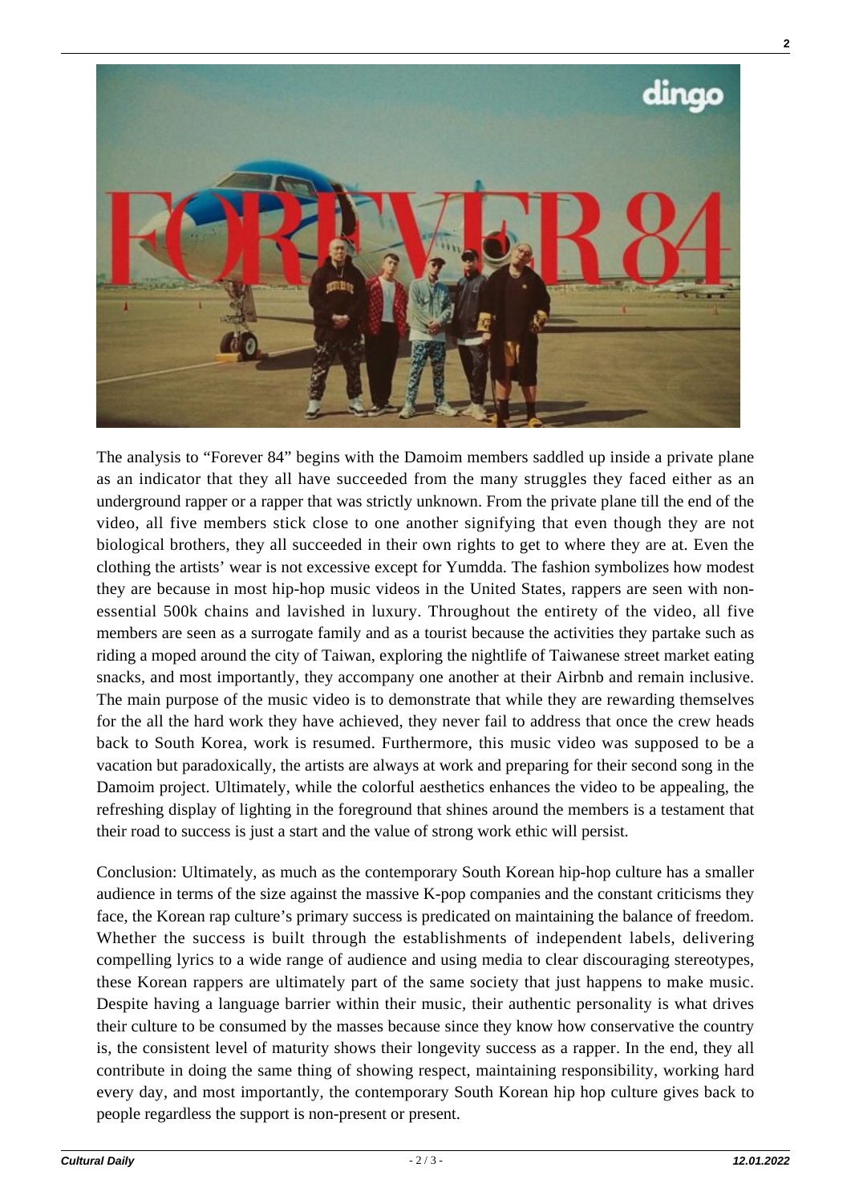The analysis to "Forever 84" begins with the Damoim members saddled up inside a private plane as an indicator that they all have succeeded from the many struggles they faced either as an underground rapper or a rapper that was strictly unknown. From the private plane till the end of the video, all five members stick close to one another signifying that even though they are not biological brothers, they all succeeded in their own rights to get to where they are at. Even the clothing the artists' wear is not excessive except for Yumdda. The fashion symbolizes how modest they are because in most hip-hop music videos in the United States, rappers are seen with non-essential 500k chains and lavished in luxury. Throughout the entirety of the video, all five members are seen as a surrogate family and as a tourist because the activities they partake such as riding a moped around the city of Taiwan, exploring the nightlife of Taiwanese street market eating snacks, and most importantly, they accompany one another at their Airbnb and remain inclusive. The main purpose of the music video is to demonstrate that while they are rewarding themselves for the all the hard work they have achieved, they never fail to address that once the crew heads back to South Korea, work is resumed. Furthermore, this music video was supposed to be a vacation but paradoxically, the artists are always at work and preparing for their second song in the Damoim project. Ultimately, while the colorful aesthetics enhances the video to be appealing, the refreshing display of lighting in the foreground that shines around the members is a testament that their road to success is just a start and the value of strong work ethic will persist.

Conclusion: Ultimately, as much as the contemporary South Korean hip-hop culture has a smaller audience in terms of the size against the massive K-pop companies and the constant criticisms they face, the Korean rap culture's primary success is predicated on maintaining the balance of freedom. Whether the success is built through the establishments of independent labels, delivering compelling lyrics to a wide range of audience and using media to clear discouraging stereotypes, these Korean rappers are ultimately part of the same society that just happens to make music. Despite having a language barrier within their music, their authentic personality is what drives their culture to be consumed by the masses because since they know how conservative the country is, the consistent level of maturity shows their longevity success as a rapper. In the end, they all contribute in doing the same thing of showing respect, maintaining responsibility, working hard every day, and most importantly, the contemporary South Korean hip hop culture gives back to people regardless the support is non-present or present.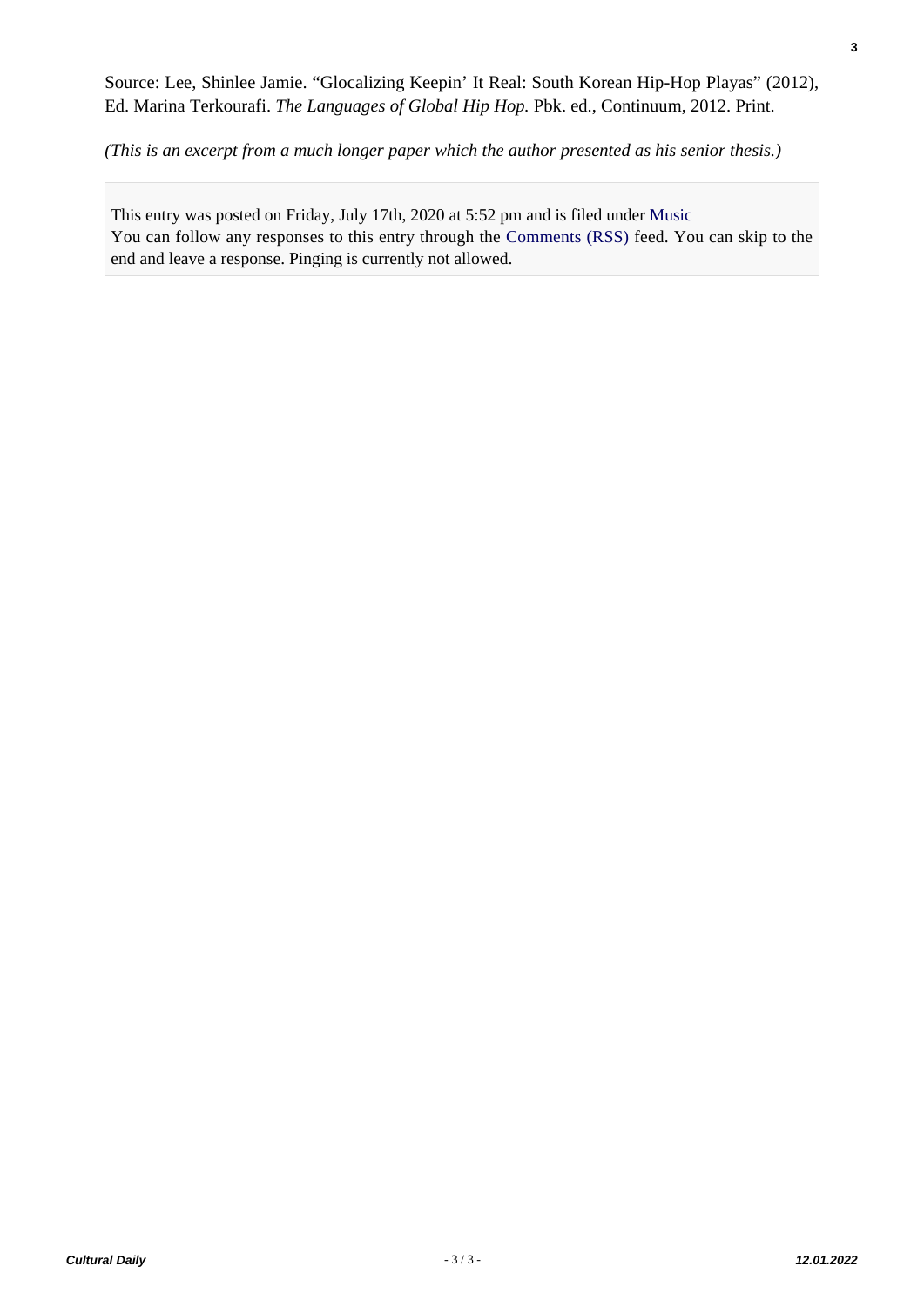Source: Lee, Shinlee Jamie. "Glocalizing Keepin' It Real: South Korean Hip-Hop Playas" (2012), Ed. Marina Terkourafi. *The Languages of Global Hip Hop.* Pbk. ed., Continuum, 2012. Print.

*(This is an excerpt from a much longer paper which the author presented as his senior thesis.)*

This entry was posted on Friday, July 17th, 2020 at 5:52 pm and is filed under Music
You can follow any responses to this entry through the Comments (RSS) feed. You can skip to the end and leave a response. Pinging is currently not allowed.